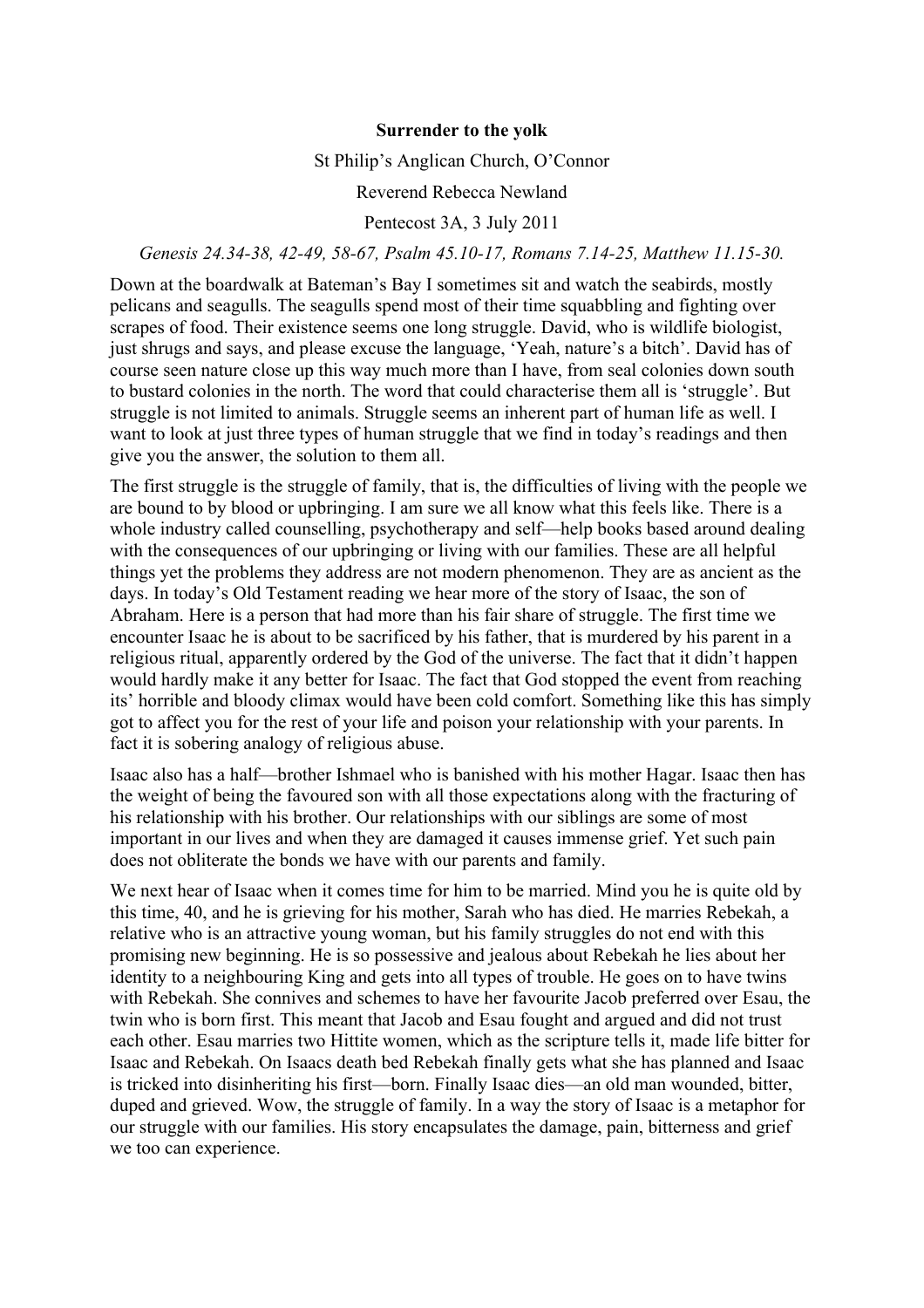**Surrender to the yolk**

St Philip's Anglican Church, O'Connor

Reverend Rebecca Newland

Pentecost 3A, 3 July 2011

*Genesis 24.34-38, 42-49, 58-67, Psalm 45.10-17, Romans 7.14-25, Matthew 11.15-30.*

Down at the boardwalk at Bateman's Bay I sometimes sit and watch the seabirds, mostly pelicans and seagulls. The seagulls spend most of their time squabbling and fighting over scrapes of food. Their existence seems one long struggle. David, who is wildlife biologist, just shrugs and says, and please excuse the language, 'Yeah, nature's a bitch'. David has of course seen nature close up this way much more than I have, from seal colonies down south to bustard colonies in the north. The word that could characterise them all is 'struggle'. But struggle is not limited to animals. Struggle seems an inherent part of human life as well. I want to look at just three types of human struggle that we find in today's readings and then give you the answer, the solution to them all.

The first struggle is the struggle of family, that is, the difficulties of living with the people we are bound to by blood or upbringing. I am sure we all know what this feels like. There is a whole industry called counselling, psychotherapy and self—help books based around dealing with the consequences of our upbringing or living with our families. These are all helpful things yet the problems they address are not modern phenomenon. They are as ancient as the days. In today's Old Testament reading we hear more of the story of Isaac, the son of Abraham. Here is a person that had more than his fair share of struggle. The first time we encounter Isaac he is about to be sacrificed by his father, that is murdered by his parent in a religious ritual, apparently ordered by the God of the universe. The fact that it didn't happen would hardly make it any better for Isaac. The fact that God stopped the event from reaching its' horrible and bloody climax would have been cold comfort. Something like this has simply got to affect you for the rest of your life and poison your relationship with your parents. In fact it is sobering analogy of religious abuse.

Isaac also has a half—brother Ishmael who is banished with his mother Hagar. Isaac then has the weight of being the favoured son with all those expectations along with the fracturing of his relationship with his brother. Our relationships with our siblings are some of most important in our lives and when they are damaged it causes immense grief. Yet such pain does not obliterate the bonds we have with our parents and family.

We next hear of Isaac when it comes time for him to be married. Mind you he is quite old by this time, 40, and he is grieving for his mother, Sarah who has died. He marries Rebekah, a relative who is an attractive young woman, but his family struggles do not end with this promising new beginning. He is so possessive and jealous about Rebekah he lies about her identity to a neighbouring King and gets into all types of trouble. He goes on to have twins with Rebekah. She connives and schemes to have her favourite Jacob preferred over Esau, the twin who is born first. This meant that Jacob and Esau fought and argued and did not trust each other. Esau marries two Hittite women, which as the scripture tells it, made life bitter for Isaac and Rebekah. On Isaacs death bed Rebekah finally gets what she has planned and Isaac is tricked into disinheriting his first—born. Finally Isaac dies—an old man wounded, bitter, duped and grieved. Wow, the struggle of family. In a way the story of Isaac is a metaphor for our struggle with our families. His story encapsulates the damage, pain, bitterness and grief we too can experience.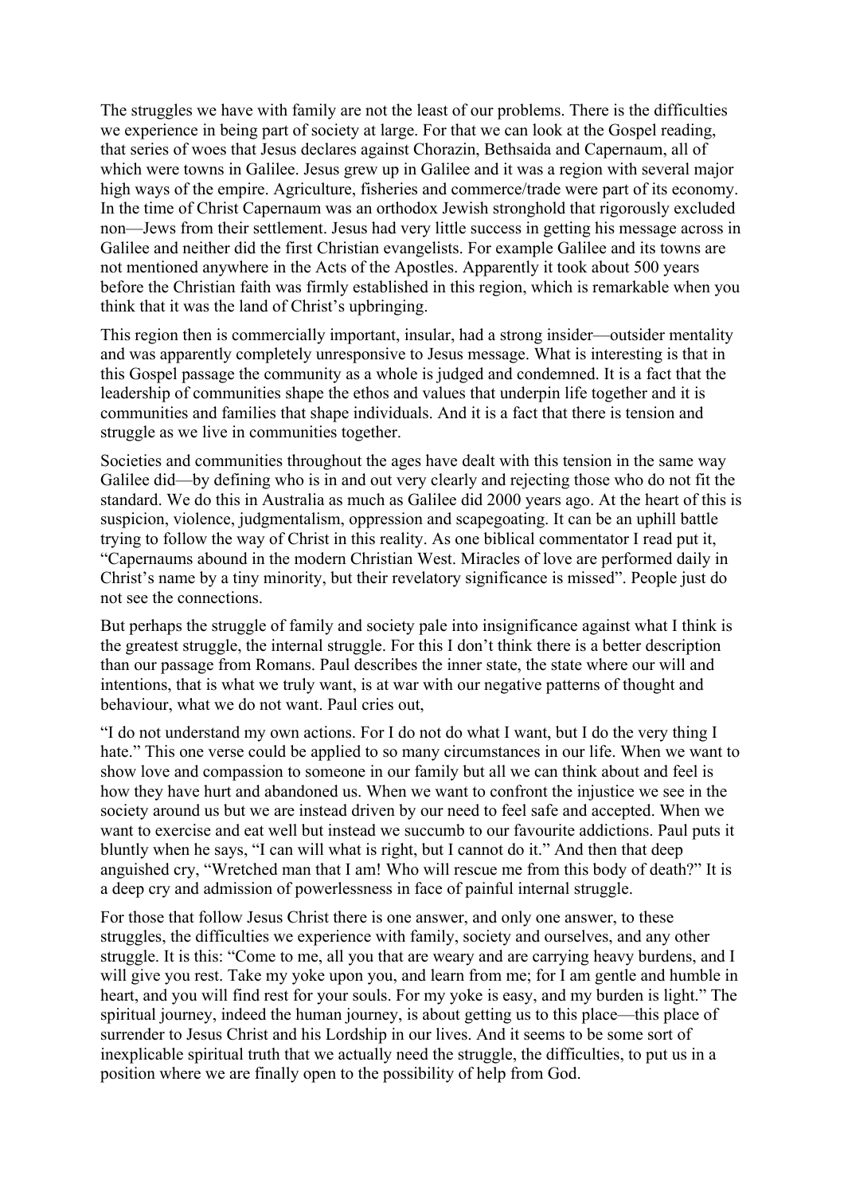The struggles we have with family are not the least of our problems. There is the difficulties we experience in being part of society at large. For that we can look at the Gospel reading, that series of woes that Jesus declares against Chorazin, Bethsaida and Capernaum, all of which were towns in Galilee. Jesus grew up in Galilee and it was a region with several major high ways of the empire. Agriculture, fisheries and commerce/trade were part of its economy. In the time of Christ Capernaum was an orthodox Jewish stronghold that rigorously excluded non—Jews from their settlement. Jesus had very little success in getting his message across in Galilee and neither did the first Christian evangelists. For example Galilee and its towns are not mentioned anywhere in the Acts of the Apostles. Apparently it took about 500 years before the Christian faith was firmly established in this region, which is remarkable when you think that it was the land of Christ's upbringing.

This region then is commercially important, insular, had a strong insider—outsider mentality and was apparently completely unresponsive to Jesus message. What is interesting is that in this Gospel passage the community as a whole is judged and condemned. It is a fact that the leadership of communities shape the ethos and values that underpin life together and it is communities and families that shape individuals. And it is a fact that there is tension and struggle as we live in communities together.

Societies and communities throughout the ages have dealt with this tension in the same way Galilee did—by defining who is in and out very clearly and rejecting those who do not fit the standard. We do this in Australia as much as Galilee did 2000 years ago. At the heart of this is suspicion, violence, judgmentalism, oppression and scapegoating. It can be an uphill battle trying to follow the way of Christ in this reality. As one biblical commentator I read put it, "Capernaums abound in the modern Christian West. Miracles of love are performed daily in Christ's name by a tiny minority, but their revelatory significance is missed". People just do not see the connections.

But perhaps the struggle of family and society pale into insignificance against what I think is the greatest struggle, the internal struggle. For this I don't think there is a better description than our passage from Romans. Paul describes the inner state, the state where our will and intentions, that is what we truly want, is at war with our negative patterns of thought and behaviour, what we do not want. Paul cries out,

"I do not understand my own actions. For I do not do what I want, but I do the very thing I hate." This one verse could be applied to so many circumstances in our life. When we want to show love and compassion to someone in our family but all we can think about and feel is how they have hurt and abandoned us. When we want to confront the injustice we see in the society around us but we are instead driven by our need to feel safe and accepted. When we want to exercise and eat well but instead we succumb to our favourite addictions. Paul puts it bluntly when he says, "I can will what is right, but I cannot do it." And then that deep anguished cry, "Wretched man that I am! Who will rescue me from this body of death?" It is a deep cry and admission of powerlessness in face of painful internal struggle.

For those that follow Jesus Christ there is one answer, and only one answer, to these struggles, the difficulties we experience with family, society and ourselves, and any other struggle. It is this: "Come to me, all you that are weary and are carrying heavy burdens, and I will give you rest. Take my yoke upon you, and learn from me; for I am gentle and humble in heart, and you will find rest for your souls. For my yoke is easy, and my burden is light." The spiritual journey, indeed the human journey, is about getting us to this place—this place of surrender to Jesus Christ and his Lordship in our lives. And it seems to be some sort of inexplicable spiritual truth that we actually need the struggle, the difficulties, to put us in a position where we are finally open to the possibility of help from God.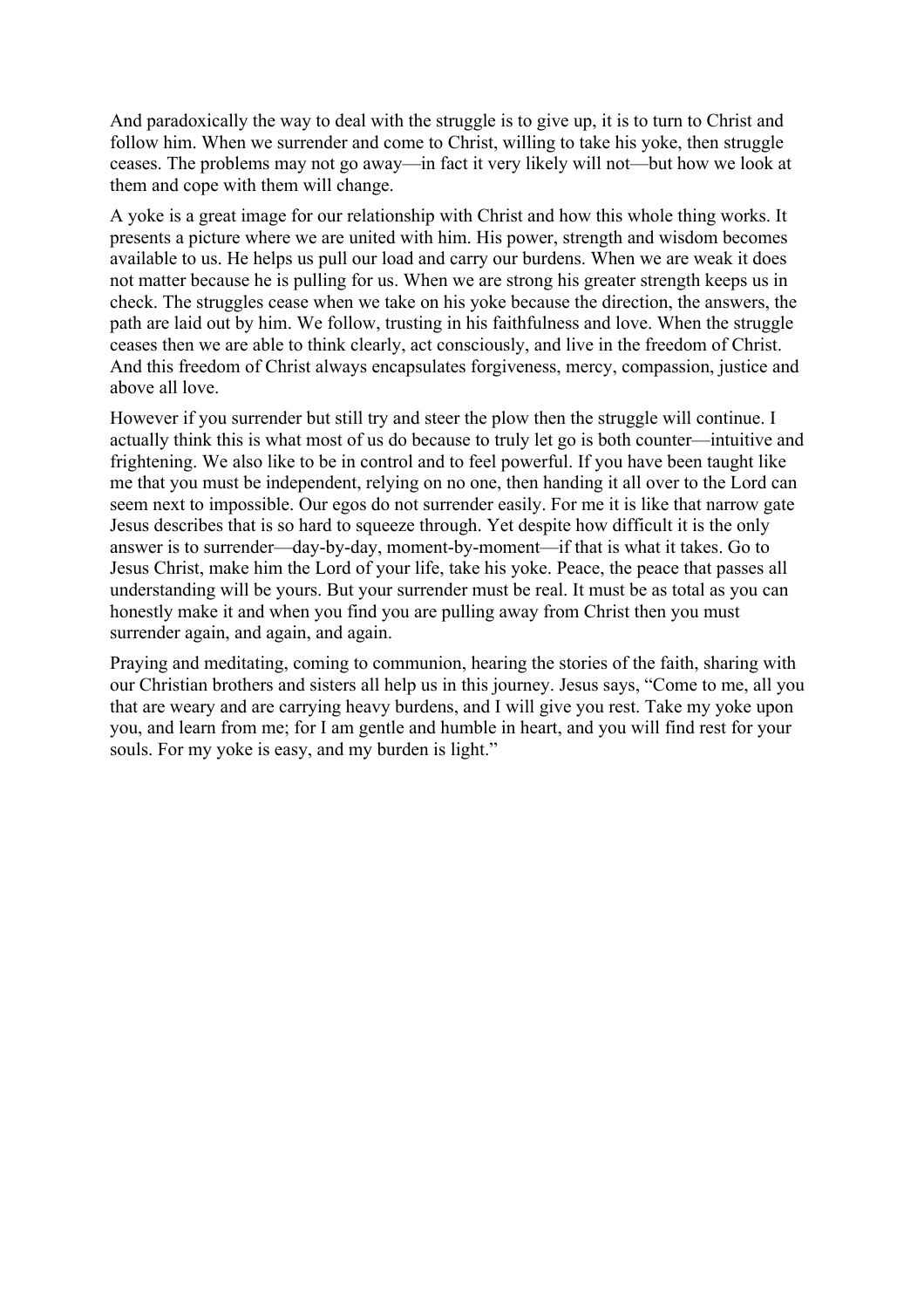And paradoxically the way to deal with the struggle is to give up, it is to turn to Christ and follow him. When we surrender and come to Christ, willing to take his yoke, then struggle ceases. The problems may not go away—in fact it very likely will not—but how we look at them and cope with them will change.

A yoke is a great image for our relationship with Christ and how this whole thing works. It presents a picture where we are united with him. His power, strength and wisdom becomes available to us. He helps us pull our load and carry our burdens. When we are weak it does not matter because he is pulling for us. When we are strong his greater strength keeps us in check. The struggles cease when we take on his yoke because the direction, the answers, the path are laid out by him. We follow, trusting in his faithfulness and love. When the struggle ceases then we are able to think clearly, act consciously, and live in the freedom of Christ. And this freedom of Christ always encapsulates forgiveness, mercy, compassion, justice and above all love.

However if you surrender but still try and steer the plow then the struggle will continue. I actually think this is what most of us do because to truly let go is both counter—intuitive and frightening. We also like to be in control and to feel powerful. If you have been taught like me that you must be independent, relying on no one, then handing it all over to the Lord can seem next to impossible. Our egos do not surrender easily. For me it is like that narrow gate Jesus describes that is so hard to squeeze through. Yet despite how difficult it is the only answer is to surrender—day-by-day, moment-by-moment—if that is what it takes. Go to Jesus Christ, make him the Lord of your life, take his yoke. Peace, the peace that passes all understanding will be yours. But your surrender must be real. It must be as total as you can honestly make it and when you find you are pulling away from Christ then you must surrender again, and again, and again.

Praying and meditating, coming to communion, hearing the stories of the faith, sharing with our Christian brothers and sisters all help us in this journey. Jesus says, “Come to me, all you that are weary and are carrying heavy burdens, and I will give you rest. Take my yoke upon you, and learn from me; for I am gentle and humble in heart, and you will find rest for your souls. For my yoke is easy, and my burden is light.”